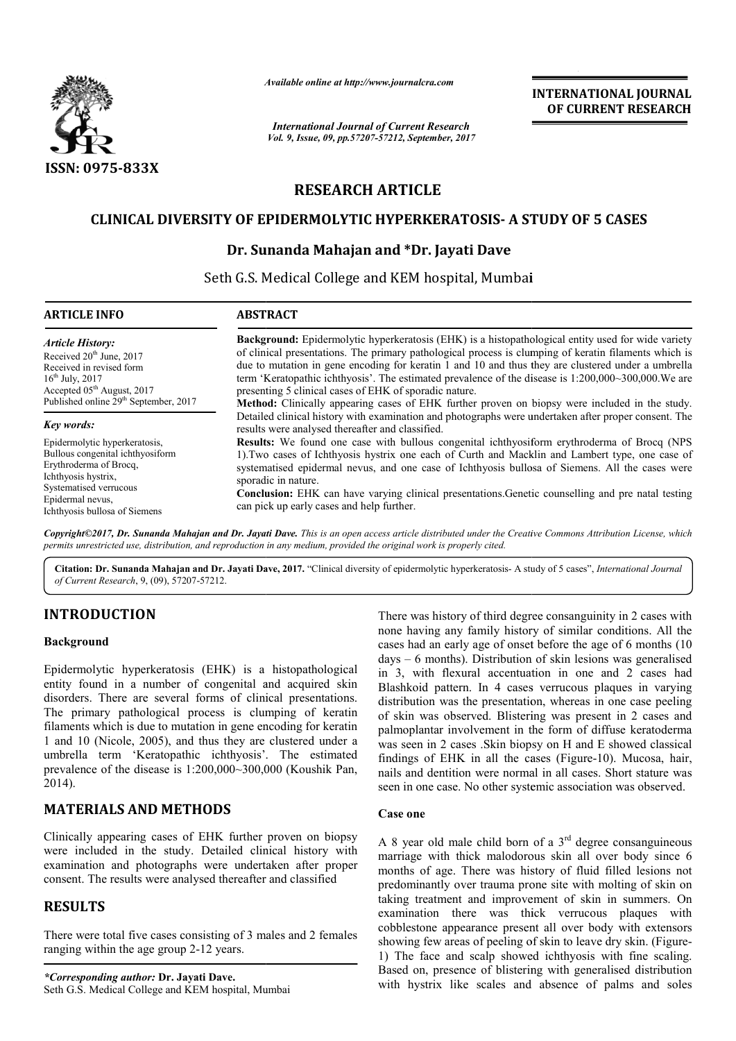ISSN: 0975-833X

*Available online at http://www.journalcra.com*

*International Journal of Current Research*
*Vol. 9, Issue, 09, pp.57207-57212, September, 2017*

**INTERNATIONAL JOURNAL OF CURRENT RESEARCH**

# RESEARCH ARTICLE

## CLINICAL DIVERSITY OF EPIDERMOLYTIC HYPERKERATOSIS- A STUDY OF 5 CASES

**Dr. Sunanda Mahajan and \*Dr. Jayati Dave**

Seth G.S. Medical College and KEM hospital, Mumbai

**ARTICLE INFO**

*Article History:*
Received 20th June, 2017
Received in revised form
16th July, 2017
Accepted 05th August, 2017
Published online 29th September, 2017

*Key words:*
Epidermolytic hyperkeratosis,
Bullous congenital ichthyosiform
Erythroderma of Brocq,
Ichthyosis hystrix,
Systematised verrucous
Epidermal nevus,
Ichthyosis bullosa of Siemens

**ABSTRACT**

**Background:** Epidermolytic hyperkeratosis (EHK) is a histopathological entity used for wide variety of clinical presentations. The primary pathological process is clumping of keratin filaments which is due to mutation in gene encoding for keratin 1 and 10 and thus they are clustered under a umbrella term 'Keratopathic ichthyosis'. The estimated prevalence of the disease is 1:200,000~300,000.We are presenting 5 clinical cases of EHK of sporadic nature.

**Method:** Clinically appearing cases of EHK further proven on biopsy were included in the study. Detailed clinical history with examination and photographs were undertaken after proper consent. The results were analysed thereafter and classified.

**Results:** We found one case with bullous congenital ichthyosiform erythroderma of Brocq (NPS 1).Two cases of Ichthyosis hystrix one each of Curth and Macklin and Lambert type, one case of systematised epidermal nevus, and one case of Ichthyosis bullosa of Siemens. All the cases were sporadic in nature.

**Conclusion:** EHK can have varying clinical presentations.Genetic counselling and pre natal testing can pick up early cases and help further.

*Copyright©2017, Dr. Sunanda Mahajan and Dr. Jayati Dave. This is an open access article distributed under the Creative Commons Attribution License, which permits unrestricted use, distribution, and reproduction in any medium, provided the original work is properly cited.*

**Citation: Dr. Sunanda Mahajan and Dr. Jayati Dave, 2017.** "Clinical diversity of epidermolytic hyperkeratosis- A study of 5 cases", *International Journal of Current Research*, 9, (09), 57207-57212.

## INTRODUCTION

### Background

Epidermolytic hyperkeratosis (EHK) is a histopathological entity found in a number of congenital and acquired skin disorders. There are several forms of clinical presentations. The primary pathological process is clumping of keratin filaments which is due to mutation in gene encoding for keratin 1 and 10 (Nicole, 2005), and thus they are clustered under a umbrella term 'Keratopathic ichthyosis'. The estimated prevalence of the disease is 1:200,000~300,000 (Koushik Pan, 2014).

## MATERIALS AND METHODS

Clinically appearing cases of EHK further proven on biopsy were included in the study. Detailed clinical history with examination and photographs were undertaken after proper consent. The results were analysed thereafter and classified

## RESULTS

There were total five cases consisting of 3 males and 2 females ranging within the age group 2-12 years.

There was history of third degree consanguinity in 2 cases with none having any family history of similar conditions. All the cases had an early age of onset before the age of 6 months (10 days – 6 months). Distribution of skin lesions was generalised in 3, with flexural accentuation in one and 2 cases had Blashkoid pattern. In 4 cases verrucous plaques in varying distribution was the presentation, whereas in one case peeling of skin was observed. Blistering was present in 2 cases and palmoplantar involvement in the form of diffuse keratoderma was seen in 2 cases .Skin biopsy on H and E showed classical findings of EHK in all the cases (Figure-10). Mucosa, hair, nails and dentition were normal in all cases. Short stature was seen in one case. No other systemic association was observed.

### Case one

A 8 year old male child born of a 3rd degree consanguineous marriage with thick malodorous skin all over body since 6 months of age. There was history of fluid filled lesions not predominantly over trauma prone site with molting of skin on taking treatment and improvement of skin in summers. On examination there was thick verrucous plaques with cobblestone appearance present all over body with extensors showing few areas of peeling of skin to leave dry skin. (Figure-1) The face and scalp showed ichthyosis with fine scaling. Based on, presence of blistering with generalised distribution with hystrix like scales and absence of palms and soles

*\*Corresponding author:* **Dr. Jayati Dave.**
Seth G.S. Medical College and KEM hospital, Mumbai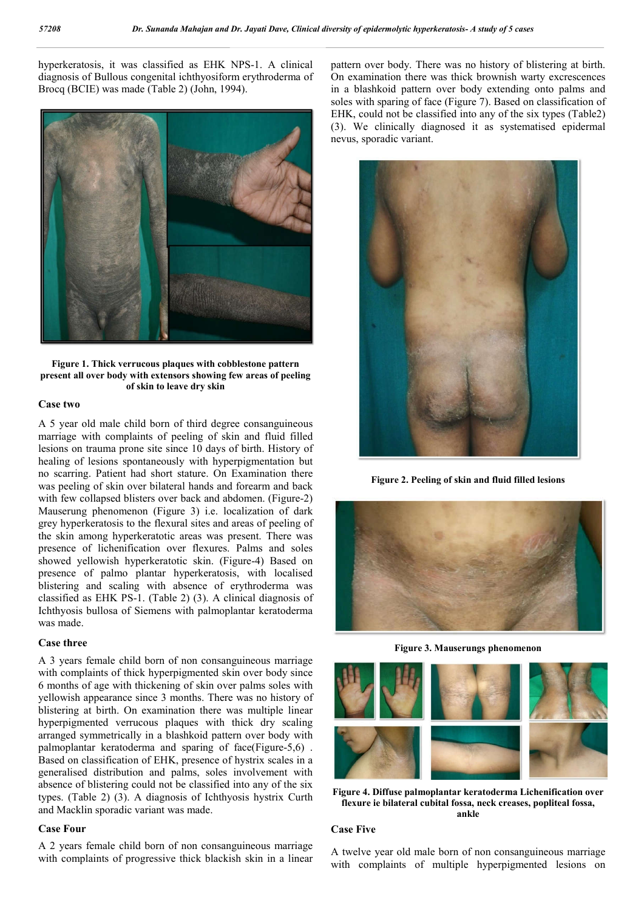hyperkeratosis, it was classified as EHK NPS-1. A clinical diagnosis of Bullous congenital ichthyosiform erythroderma of Brocq (BCIE) was made (Table 2) (John, 1994).

**Figure 1. Thick verrucous plaques with cobblestone pattern present all over body with extensors showing few areas of peeling of skin to leave dry skin**

### Case two

A 5 year old male child born of third degree consanguineous marriage with complaints of peeling of skin and fluid filled lesions on trauma prone site since 10 days of birth. History of healing of lesions spontaneously with hyperpigmentation but no scarring. Patient had short stature. On Examination there was peeling of skin over bilateral hands and forearm and back with few collapsed blisters over back and abdomen. (Figure-2) Mauserung phenomenon (Figure 3) i.e. localization of dark grey hyperkeratosis to the flexural sites and areas of peeling of the skin among hyperkeratotic areas was present. There was presence of lichenification over flexures. Palms and soles showed yellowish hyperkeratotic skin. (Figure-4) Based on presence of palmo plantar hyperkeratosis, with localised blistering and scaling with absence of erythroderma was classified as EHK PS-1. (Table 2) (3). A clinical diagnosis of Ichthyosis bullosa of Siemens with palmoplantar keratoderma was made.

### Case three

A 3 years female child born of non consanguineous marriage with complaints of thick hyperpigmented skin over body since 6 months of age with thickening of skin over palms soles with yellowish appearance since 3 months. There was no history of blistering at birth. On examination there was multiple linear hyperpigmented verrucous plaques with thick dry scaling arranged symmetrically in a blashkoid pattern over body with palmoplantar keratoderma and sparing of face(Figure-5,6) . Based on classification of EHK, presence of hystrix scales in a generalised distribution and palms, soles involvement with absence of blistering could not be classified into any of the six types. (Table 2) (3). A diagnosis of Ichthyosis hystrix Curth and Macklin sporadic variant was made.

### Case Four

A 2 years female child born of non consanguineous marriage with complaints of progressive thick blackish skin in a linear pattern over body. There was no history of blistering at birth. On examination there was thick brownish warty excrescences in a blashkoid pattern over body extending onto palms and soles with sparing of face (Figure 7). Based on classification of EHK, could not be classified into any of the six types (Table2) (3). We clinically diagnosed it as systematised epidermal nevus, sporadic variant.

**Figure 2. Peeling of skin and fluid filled lesions**

**Figure 3. Mauserungs phenomenon**

**Figure 4. Diffuse palmoplantar keratoderma Lichenification over flexure ie bilateral cubital fossa, neck creases, popliteal fossa, ankle**

### Case Five

A twelve year old male born of non consanguineous marriage with complaints of multiple hyperpigmented lesions on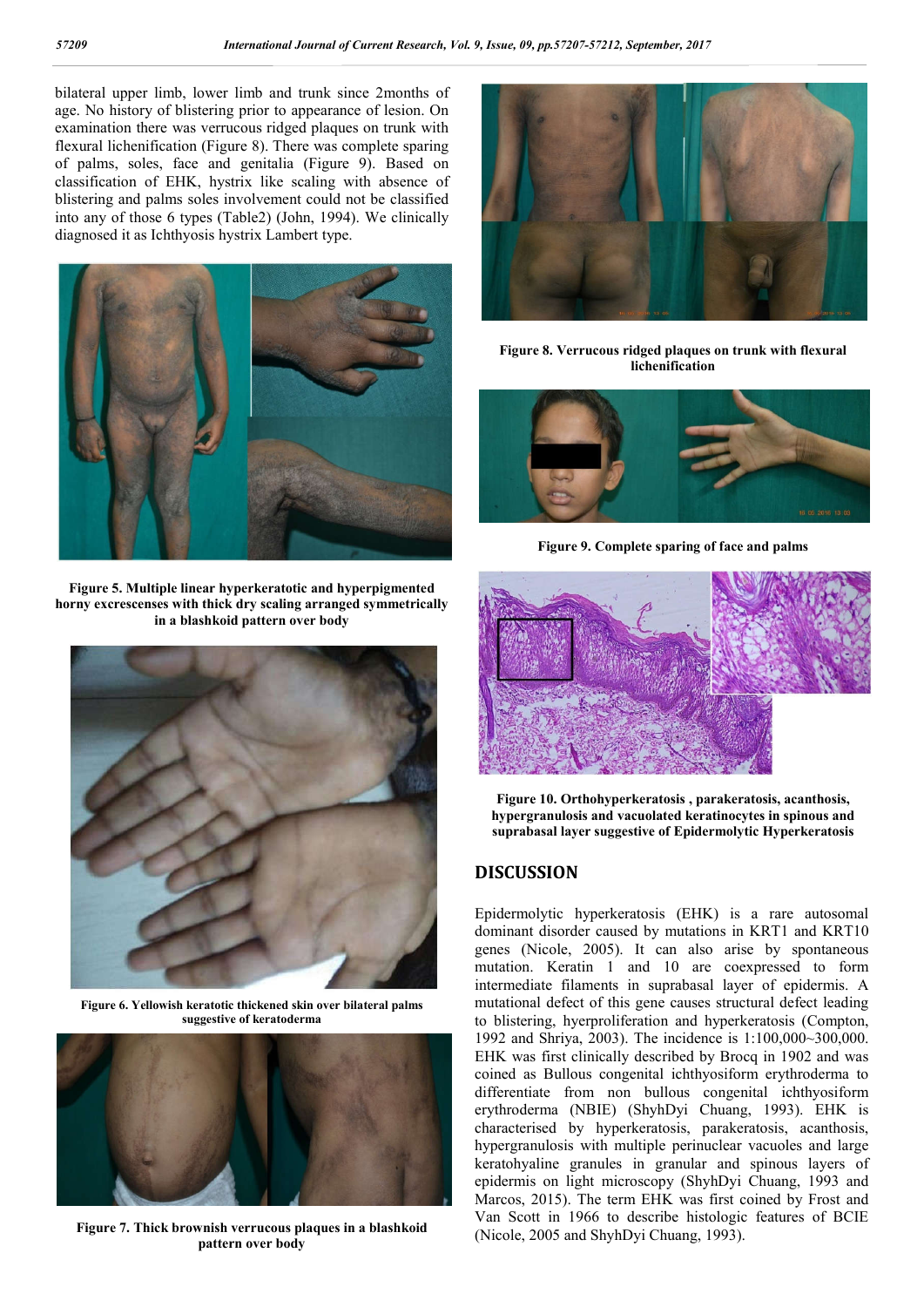bilateral upper limb, lower limb and trunk since 2months of age. No history of blistering prior to appearance of lesion. On examination there was verrucous ridged plaques on trunk with flexural lichenification (Figure 8). There was complete sparing of palms, soles, face and genitalia (Figure 9). Based on classification of EHK, hystrix like scaling with absence of blistering and palms soles involvement could not be classified into any of those 6 types (Table2) (John, 1994). We clinically diagnosed it as Ichthyosis hystrix Lambert type.

**Figure 5. Multiple linear hyperkeratotic and hyperpigmented horny excrescenses with thick dry scaling arranged symmetrically in a blashkoid pattern over body**

**Figure 6. Yellowish keratotic thickened skin over bilateral palms suggestive of keratoderma**

**Figure 7. Thick brownish verrucous plaques in a blashkoid pattern over body**

**Figure 8. Verrucous ridged plaques on trunk with flexural lichenification**

**Figure 9. Complete sparing of face and palms**

**Figure 10. Orthohyperkeratosis , parakeratosis, acanthosis, hypergranulosis and vacuolated keratinocytes in spinous and suprabasal layer suggestive of Epidermolytic Hyperkeratosis**

## DISCUSSION

Epidermolytic hyperkeratosis (EHK) is a rare autosomal dominant disorder caused by mutations in KRT1 and KRT10 genes (Nicole, 2005). It can also arise by spontaneous mutation. Keratin 1 and 10 are coexpressed to form intermediate filaments in suprabasal layer of epidermis. A mutational defect of this gene causes structural defect leading to blistering, hyerproliferation and hyperkeratosis (Compton, 1992 and Shriya, 2003). The incidence is 1:100,000~300,000. EHK was first clinically described by Brocq in 1902 and was coined as Bullous congenital ichthyosiform erythroderma to differentiate from non bullous congenital ichthyosiform erythroderma (NBIE) (ShyhDyi Chuang, 1993). EHK is characterised by hyperkeratosis, parakeratosis, acanthosis, hypergranulosis with multiple perinuclear vacuoles and large keratohyaline granules in granular and spinous layers of epidermis on light microscopy (ShyhDyi Chuang, 1993 and Marcos, 2015). The term EHK was first coined by Frost and Van Scott in 1966 to describe histologic features of BCIE (Nicole, 2005 and ShyhDyi Chuang, 1993).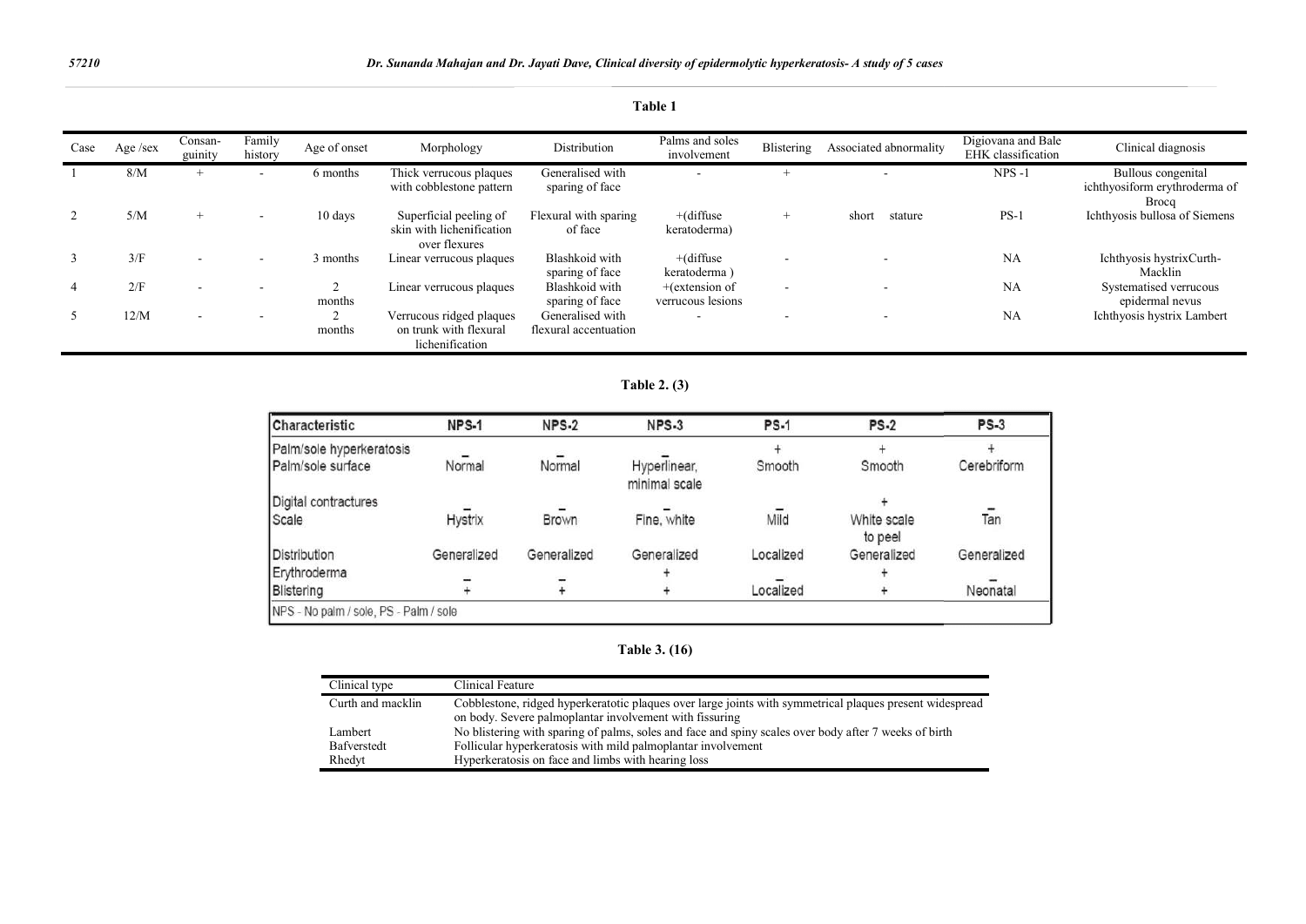**Table 1**

| Case | Age /sex | Consan-guinity | Family history | Age of onset | Morphology | Distribution | Palms and soles involvement | Blistering | Associated abnormality | Digiovana and Bale EHK classification | Clinical diagnosis |
|---|---|---|---|---|---|---|---|---|---|---|---|
| 1 | 8/M | + | - | 6 months | Thick verrucous plaques with cobblestone pattern | Generalised with sparing of face | - | + | - | NPS -1 | Bullous congenital ichthyosiform erythroderma of Brocq |
| 2 | 5/M | + | - | 10 days | Superficial peeling of skin with lichenification over flexures | Flexural with sparing of face | +(diffuse keratoderma) | + | short stature | PS-1 | Ichthyosis bullosa of Siemens |
| 3 | 3/F | - | - | 3 months | Linear verrucous plaques | Blashkoid with sparing of face | +(diffuse keratoderma ) | - | - | NA | Ichthyosis hystrixCurth-Macklin |
| 4 | 2/F | - | - | 2 months | Linear verrucous plaques | Blashkoid with sparing of face | +(extension of verrucous lesions | - | - | NA | Systematised verrucous epidermal nevus |
| 5 | 12/M | - | - | 2 months | Verrucous ridged plaques on trunk with flexural lichenification | Generalised with flexural accentuation | - | - | - | NA | Ichthyosis hystrix Lambert |

**Table 2. (3)**

| Characteristic | NPS-1 | NPS-2 | NPS-3 | PS-1 | PS-2 | PS-3 |
|---|---|---|---|---|---|---|
| Palm/sole hyperkeratosis | – | – | – | + | + | + |
| Palm/sole surface | Normal | Normal | Hyperlinear, minimal scale | Smooth | Smooth | Cerebriform |
| Digital contractures | – | – | – | – | + | – |
| Scale | Hystrix | Brown | Fine, white | Mild | White scale to peel | Tan |
| Distribution | Generalized | Generalized | Generalized | Localized | Generalized | Generalized |
| Erythroderma | – | – | + | – | + | – |
| Blistering | + | + | + | Localized | + | Neonatal |

NPS - No palm / sole, PS - Palm / sole

**Table 3. (16)**

| Clinical type | Clinical Feature |
|---|---|
| Curth and macklin | Cobblestone, ridged hyperkeratotic plaques over large joints with symmetrical plaques present widespread on body. Severe palmoplantar involvement with fissuring |
| Lambert | No blistering with sparing of palms, soles and face and spiny scales over body after 7 weeks of birth |
| Bafverstedt | Follicular hyperkeratosis with mild palmoplantar involvement |
| Rhedyt | Hyperkeratosis on face and limbs with hearing loss |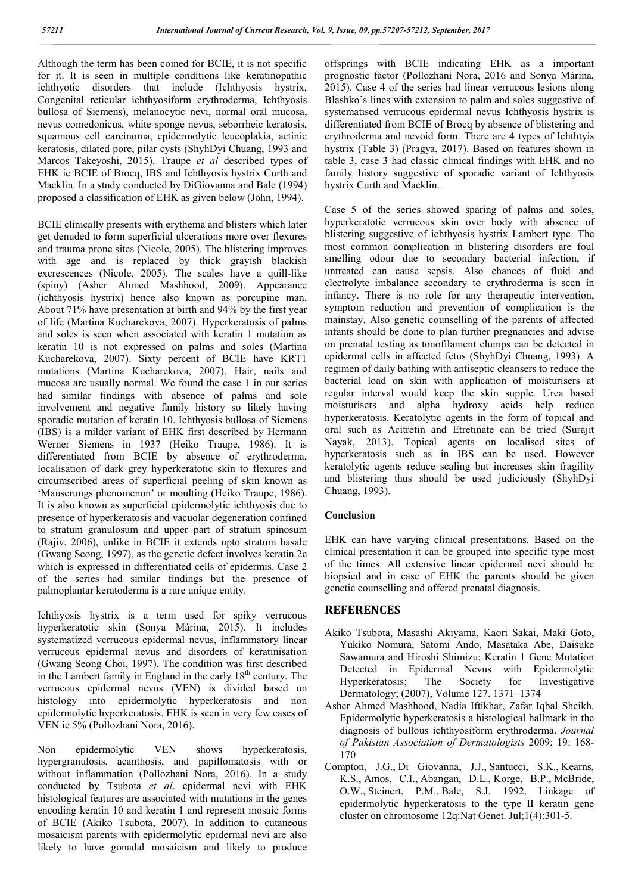Although the term has been coined for BCIE, it is not specific for it. It is seen in multiple conditions like keratinopathic ichthyotic disorders that include (Ichthyosis hystrix, Congenital reticular ichthyosiform erythroderma, Ichthyosis bullosa of Siemens), melanocytic nevi, normal oral mucosa, nevus comedonicus, white sponge nevus, seborrheic keratosis, squamous cell carcinoma, epidermolytic leucoplakia, actinic keratosis, dilated pore, pilar cysts (ShyhDyi Chuang, 1993 and Marcos Takeyoshi, 2015). Traupe *et al* described types of EHK ie BCIE of Brocq, IBS and Ichthyosis hystrix Curth and Macklin. In a study conducted by DiGiovanna and Bale (1994) proposed a classification of EHK as given below (John, 1994).

BCIE clinically presents with erythema and blisters which later get denuded to form superficial ulcerations more over flexures and trauma prone sites (Nicole, 2005). The blistering improves with age and is replaced by thick grayish blackish excrescences (Nicole, 2005). The scales have a quill-like (spiny) (Asher Ahmed Mashhood, 2009). Appearance (ichthyosis hystrix) hence also known as porcupine man. About 71% have presentation at birth and 94% by the first year of life (Martina Kucharekova, 2007). Hyperkeratosis of palms and soles is seen when associated with keratin 1 mutation as keratin 10 is not expressed on palms and soles (Martina Kucharekova, 2007). Sixty percent of BCIE have KRT1 mutations (Martina Kucharekova, 2007). Hair, nails and mucosa are usually normal. We found the case 1 in our series had similar findings with absence of palms and sole involvement and negative family history so likely having sporadic mutation of keratin 10. Ichthyosis bullosa of Siemens (IBS) is a milder variant of EHK first described by Hermann Werner Siemens in 1937 (Heiko Traupe, 1986). It is differentiated from BCIE by absence of erythroderma, localisation of dark grey hyperkeratotic skin to flexures and circumscribed areas of superficial peeling of skin known as 'Mauserungs phenomenon' or moulting (Heiko Traupe, 1986). It is also known as superficial epidermolytic ichthyosis due to presence of hyperkeratosis and vacuolar degeneration confined to stratum granulosum and upper part of stratum spinosum (Rajiv, 2006), unlike in BCIE it extends upto stratum basale (Gwang Seong, 1997), as the genetic defect involves keratin 2e which is expressed in differentiated cells of epidermis. Case 2 of the series had similar findings but the presence of palmoplantar keratoderma is a rare unique entity.

Ichthyosis hystrix is a term used for spiky verrucous hyperkeratotic skin (Sonya Márina, 2015). It includes systematized verrucous epidermal nevus, inflammatory linear verrucous epidermal nevus and disorders of keratinisation (Gwang Seong Choi, 1997). The condition was first described in the Lambert family in England in the early 18th century. The verrucous epidermal nevus (VEN) is divided based on histology into epidermolytic hyperkeratosis and non epidermolytic hyperkeratosis. EHK is seen in very few cases of VEN ie 5% (Pollozhani Nora, 2016).

Non epidermolytic VEN shows hyperkeratosis, hypergranulosis, acanthosis, and papillomatosis with or without inflammation (Pollozhani Nora, 2016). In a study conducted by Tsubota *et al*. epidermal nevi with EHK histological features are associated with mutations in the genes encoding keratin 10 and keratin 1 and represent mosaic forms of BCIE (Akiko Tsubota, 2007). In addition to cutaneous mosaicism parents with epidermolytic epidermal nevi are also likely to have gonadal mosaicism and likely to produce offsprings with BCIE indicating EHK as a important prognostic factor (Pollozhani Nora, 2016 and Sonya Márina, 2015). Case 4 of the series had linear verrucous lesions along Blashko's lines with extension to palm and soles suggestive of systematised verrucous epidermal nevus Ichthyosis hystrix is differentiated from BCIE of Brocq by absence of blistering and erythroderma and nevoid form. There are 4 types of Ichthtyis hystrix (Table 3) (Pragya, 2017). Based on features shown in table 3, case 3 had classic clinical findings with EHK and no family history suggestive of sporadic variant of Ichthyosis hystrix Curth and Macklin.

Case 5 of the series showed sparing of palms and soles, hyperkeratotic verrucous skin over body with absence of blistering suggestive of ichthyosis hystrix Lambert type. The most common complication in blistering disorders are foul smelling odour due to secondary bacterial infection, if untreated can cause sepsis. Also chances of fluid and electrolyte imbalance secondary to erythroderma is seen in infancy. There is no role for any therapeutic intervention, symptom reduction and prevention of complication is the mainstay. Also genetic counselling of the parents of affected infants should be done to plan further pregnancies and advise on prenatal testing as tonofilament clumps can be detected in epidermal cells in affected fetus (ShyhDyi Chuang, 1993). A regimen of daily bathing with antiseptic cleansers to reduce the bacterial load on skin with application of moisturisers at regular interval would keep the skin supple. Urea based moisturisers and alpha hydroxy acids help reduce hyperkeratosis. Keratolytic agents in the form of topical and oral such as Acitretin and Etretinate can be tried (Surajit Nayak, 2013). Topical agents on localised sites of hyperkeratosis such as in IBS can be used. However keratolytic agents reduce scaling but increases skin fragility and blistering thus should be used judiciously (ShyhDyi Chuang, 1993).

### Conclusion

EHK can have varying clinical presentations. Based on the clinical presentation it can be grouped into specific type most of the times. All extensive linear epidermal nevi should be biopsied and in case of EHK the parents should be given genetic counselling and offered prenatal diagnosis.

## REFERENCES

Akiko Tsubota, Masashi Akiyama, Kaori Sakai, Maki Goto, Yukiko Nomura, Satomi Ando, Masataka Abe, Daisuke Sawamura and Hiroshi Shimizu; Keratin 1 Gene Mutation Detected in Epidermal Nevus with Epidermolytic Hyperkeratosis; The Society for Investigative Dermatology; (2007), Volume 127. 1371–1374

Asher Ahmed Mashhood, Nadia Iftikhar, Zafar Iqbal Sheikh. Epidermolytic hyperkeratosis a histological hallmark in the diagnosis of bullous ichthyosiform erythroderma. *Journal of Pakistan Association of Dermatologists* 2009; 19: 168-170

Compton, J.G., Di Giovanna, J.J., Santucci, S.K., Kearns, K.S., Amos, C.I., Abangan, D.L., Korge, B.P., McBride, O.W., Steinert, P.M., Bale, S.J. 1992. Linkage of epidermolytic hyperkeratosis to the type II keratin gene cluster on chromosome 12q:Nat Genet. Jul;1(4):301-5.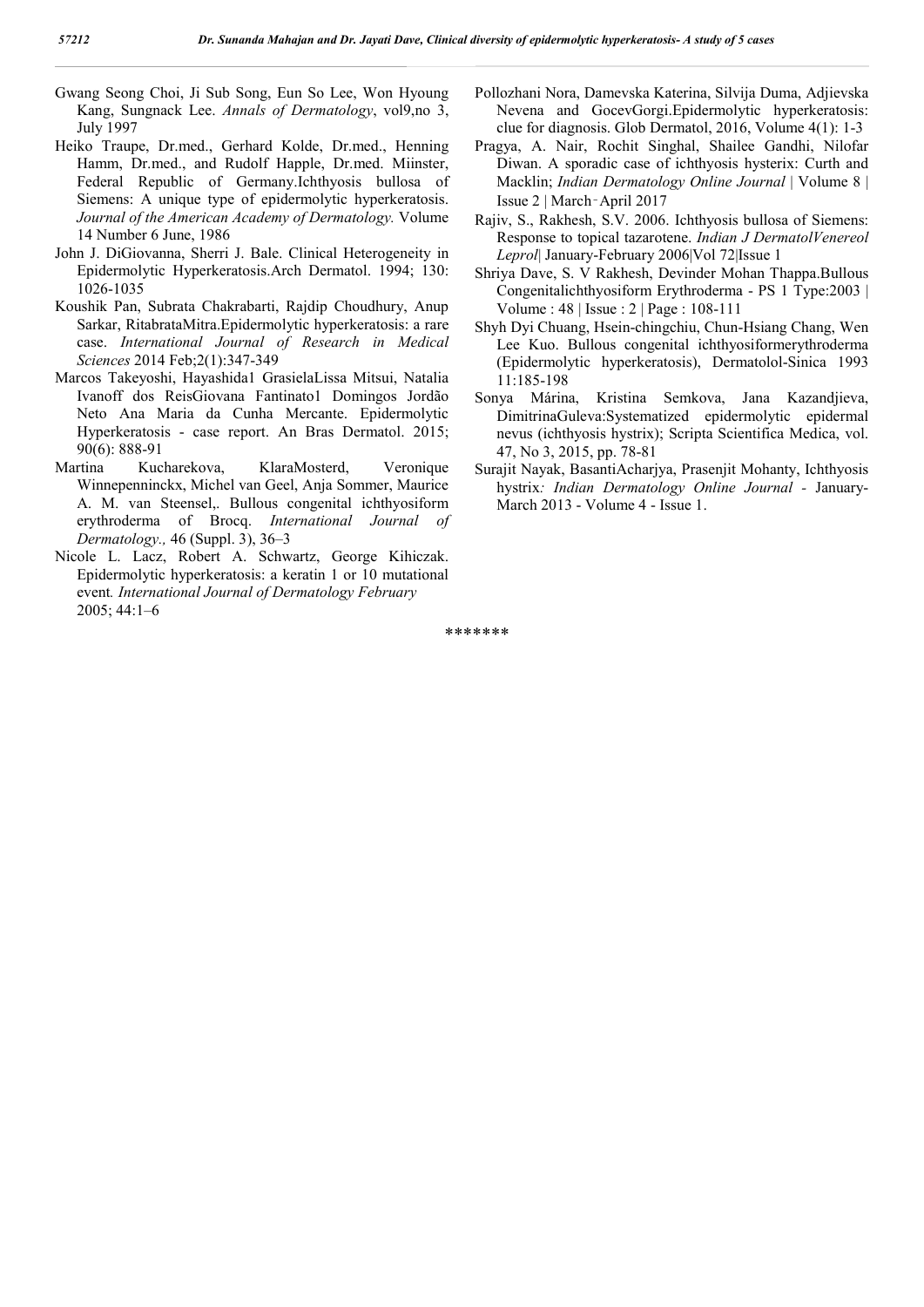Gwang Seong Choi, Ji Sub Song, Eun So Lee, Won Hyoung Kang, Sungnack Lee. *Annals of Dermatology*, vol9,no 3, July 1997

Heiko Traupe, Dr.med., Gerhard Kolde, Dr.med., Henning Hamm, Dr.med., and Rudolf Happle, Dr.med. Miinster, Federal Republic of Germany.Ichthyosis bullosa of Siemens: A unique type of epidermolytic hyperkeratosis. *Journal of the American Academy of Dermatology.* Volume 14 Number 6 June, 1986

John J. DiGiovanna, Sherri J. Bale. Clinical Heterogeneity in Epidermolytic Hyperkeratosis.Arch Dermatol. 1994; 130: 1026-1035

Koushik Pan, Subrata Chakrabarti, Rajdip Choudhury, Anup Sarkar, RitabrataMitra.Epidermolytic hyperkeratosis: a rare case. *International Journal of Research in Medical Sciences* 2014 Feb;2(1):347-349

Marcos Takeyoshi, Hayashida1 GrasielaLissa Mitsui, Natalia Ivanoff dos ReisGiovana Fantinato1 Domingos Jordão Neto Ana Maria da Cunha Mercante. Epidermolytic Hyperkeratosis - case report. An Bras Dermatol. 2015; 90(6): 888-91

Martina Kucharekova, KlaraMosterd, Veronique Winnepenninckx, Michel van Geel, Anja Sommer, Maurice A. M. van Steensel,. Bullous congenital ichthyosiform erythroderma of Brocq. *International Journal of Dermatology.,* 46 (Suppl. 3), 36–3

Nicole L. Lacz, Robert A. Schwartz, George Kihiczak. Epidermolytic hyperkeratosis: a keratin 1 or 10 mutational event. *International Journal of Dermatology February* 2005; 44:1–6

Pollozhani Nora, Damevska Katerina, Silvija Duma, Adjievska Nevena and GocevGorgi.Epidermolytic hyperkeratosis: clue for diagnosis. Glob Dermatol, 2016, Volume 4(1): 1-3

Pragya, A. Nair, Rochit Singhal, Shailee Gandhi, Nilofar Diwan. A sporadic case of ichthyosis hysterix: Curth and Macklin; *Indian Dermatology Online Journal* | Volume 8 | Issue 2 | March‑April 2017

Rajiv, S., Rakhesh, S.V. 2006. Ichthyosis bullosa of Siemens: Response to topical tazarotene. *Indian J DermatolVenereol Leprol*| January-February 2006|Vol 72|Issue 1

Shriya Dave, S. V Rakhesh, Devinder Mohan Thappa.Bullous Congenitalichthyosiform Erythroderma - PS 1 Type:2003 | Volume : 48 | Issue : 2 | Page : 108-111

Shyh Dyi Chuang, Hsein-chingchiu, Chun-Hsiang Chang, Wen Lee Kuo. Bullous congenital ichthyosiformerythroderma (Epidermolytic hyperkeratosis), Dermatolol-Sinica 1993 11:185-198

Sonya Márina, Kristina Semkova, Jana Kazandjieva, DimitrinaGuleva:Systematized epidermolytic epidermal nevus (ichthyosis hystrix); Scripta Scientifica Medica, vol. 47, No 3, 2015, pp. 78-81

Surajit Nayak, BasantiAcharjya, Prasenjit Mohanty, Ichthyosis hystrix*: Indian Dermatology Online Journal* - January-March 2013 - Volume 4 - Issue 1.

*******